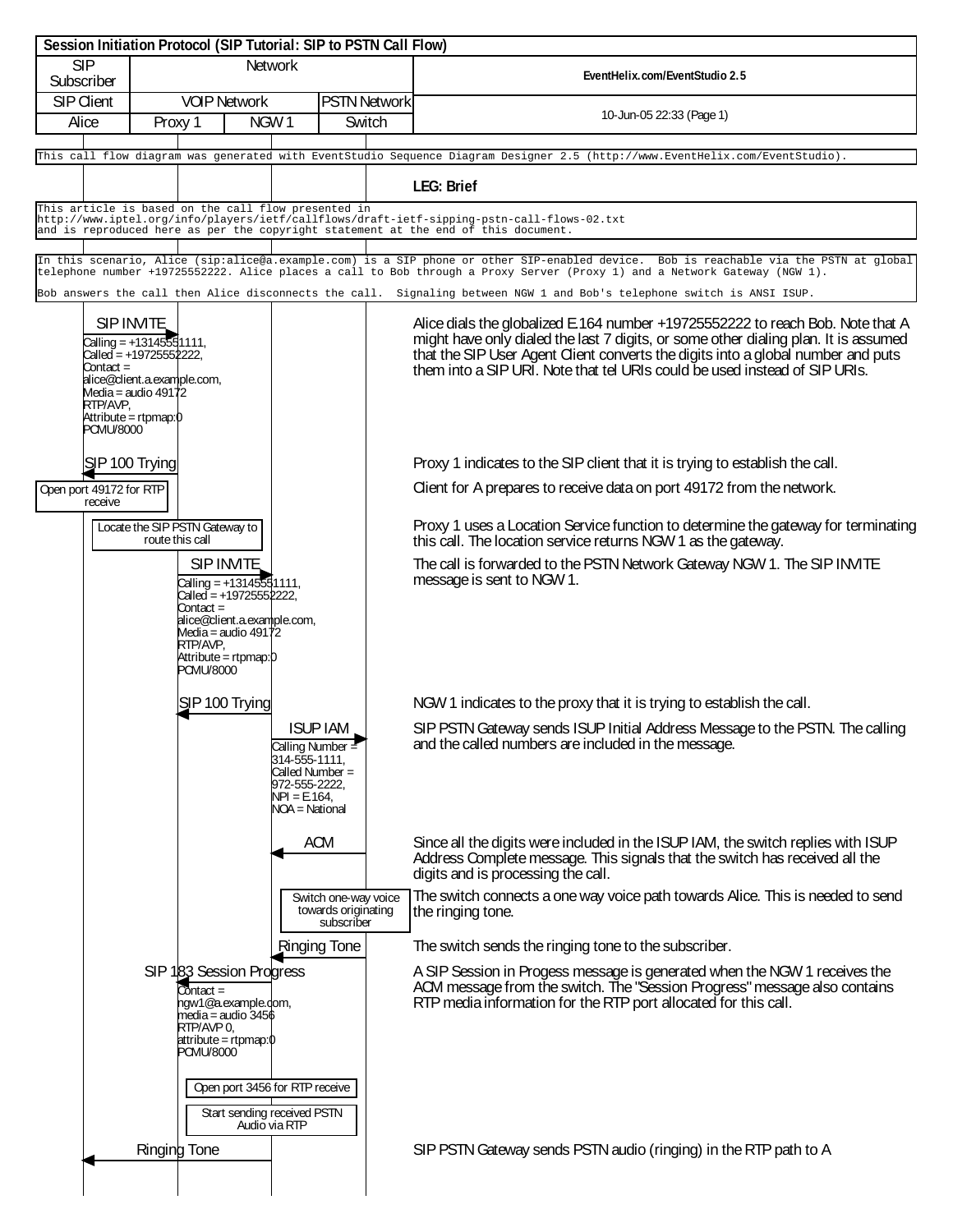# Session Initiation Protocol (SIP Tutorial: SIP to PSTN Call Flow)

| SIP Subscriber | Network | | | EventHelix.com/EventStudio 2.5 |
|---|---|---|---|---|
| SIP Client | VOIP Network | | PSTN Network | 10-Jun-05 22:33 (Page 1) |
| Alice | Proxy 1 | NGW 1 | Switch | |

This call flow diagram was generated with EventStudio Sequence Diagram Designer 2.5 (http://www.EventHelix.com/EventStudio).

**LEG: Brief**

This article is based on the call flow presented in http://www.iptel.org/info/players/ietf/callflows/draft-ietf-sipping-pstn-call-flows-02.txt and is reproduced here as per the copyright statement at the end of this document.

In this scenario, Alice (sip:alice@a.example.com) is a SIP phone or other SIP-enabled device. Bob is reachable via the PSTN at global telephone number +19725552222. Alice places a call to Bob through a Proxy Server (Proxy 1) and a Network Gateway (NGW 1).

Bob answers the call then Alice disconnects the call. Signaling between NGW 1 and Bob's telephone switch is ANSI ISUP.

| Message / Action | Parameters | Description |
|---|---|---|
| SIP INVITE (Alice → Proxy 1) | Calling = +13145551111, Called = +19725552222, Contact = alice@client.a.example.com, Media = audio 49172 RTP/AVP, Attribute = rtpmap:0 PCMU/8000 | Alice dials the globalized E.164 number +19725552222 to reach Bob. Note that A might have only dialed the last 7 digits, or some other dialing plan. It is assumed that the SIP User Agent Client converts the digits into a global number and puts them into a SIP URI. Note that tel URIs could be used instead of SIP URIs. |
| SIP 100 Trying (Proxy 1 → Alice) | | Proxy 1 indicates to the SIP client that it is trying to establish the call. |
| [Alice] Open port 49172 for RTP receive | | Client for A prepares to receive data on port 49172 from the network. |
| [Proxy 1] Locate the SIP PSTN Gateway to route this call | | Proxy 1 uses a Location Service function to determine the gateway for terminating this call. The location service returns NGW 1 as the gateway. |
| SIP INVITE (Proxy 1 → NGW 1) | Calling = +13145551111, Called = +19725552222, Contact = alice@client.a.example.com, Media = audio 49172 RTP/AVP, Attribute = rtpmap:0 PCMU/8000 | The call is forwarded to the PSTN Network Gateway NGW 1. The SIP INVITE message is sent to NGW 1. |
| SIP 100 Trying (NGW 1 → Proxy 1) | | NGW 1 indicates to the proxy that it is trying to establish the call. |
| ISUP IAM (NGW 1 → Switch) | Calling Number = 314-555-1111, Called Number = 972-555-2222, NPI = E.164, NOA = National | SIP PSTN Gateway sends ISUP Initial Address Message to the PSTN. The calling and the called numbers are included in the message. |
| ACM (Switch → NGW 1) | | Since all the digits were included in the ISUP IAM, the switch replies with ISUP Address Complete message. This signals that the switch has received all the digits and is processing the call. |
| [Switch] Switch one-way voice towards originating subscriber | | The switch connects a one way voice path towards Alice. This is needed to send the ringing tone. |
| Ringing Tone (Switch → NGW 1) | | The switch sends the ringing tone to the subscriber. |
| SIP 183 Session Progress (NGW 1 → Proxy 1) | Contact = ngw1@a.example.com, media = audio 3456 RTP/AVP 0, attribute = rtpmap:0 PCMU/8000 | A SIP Session in Progess message is generated when the NGW 1 receives the ACM message from the switch. The "Session Progress" message also contains RTP media information for the RTP port allocated for this call. |
| [NGW 1] Open port 3456 for RTP receive | | |
| [NGW 1] Start sending received PSTN Audio via RTP | | |
| Ringing Tone (NGW 1 → Alice) | | SIP PSTN Gateway sends PSTN audio (ringing) in the RTP path to A |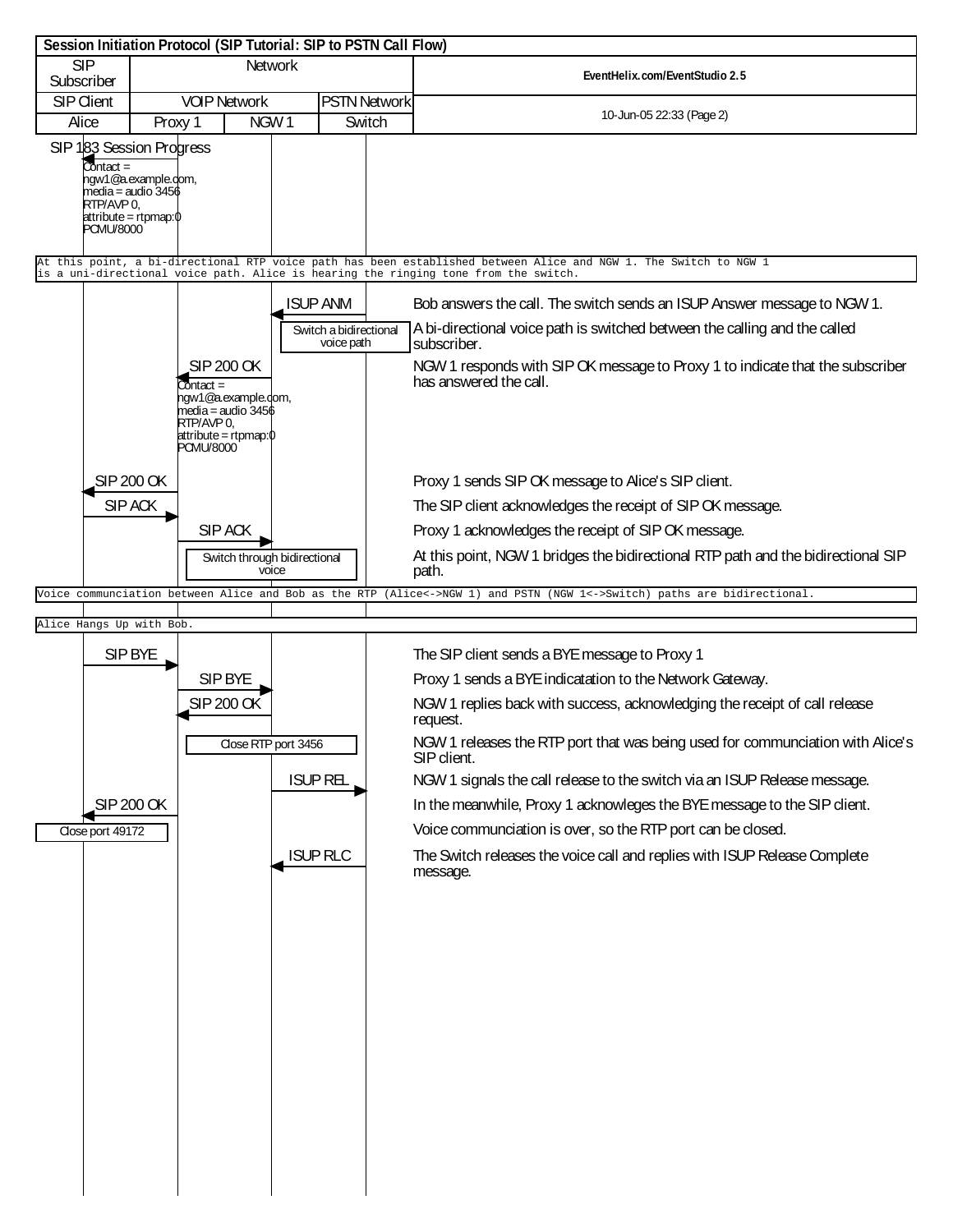# Session Initiation Protocol (SIP Tutorial: SIP to PSTN Call Flow)

| SIP Subscriber | Network | | | EventHelix.com/EventStudio 2.5 |
|---|---|---|---|---|
| SIP Client | VOIP Network | | PSTN Network | 10-Jun-05 22:33 (Page 2) |
| Alice | Proxy 1 | NGW 1 | Switch | |

**SIP 183 Session Progress** (Proxy 1 → Alice)
Contact = ngw1@a.example.com, media = audio 3456 RTP/AVP 0, attribute = rtpmap:0 PCMU/8000

```
At this point, a bi-directional RTP voice path has been established between Alice and NGW 1. The Switch to NGW 1
is a uni-directional voice path. Alice is hearing the ringing tone from the switch.
```

| Message | Description |
|---|---|
| ISUP ANM (Switch → NGW 1) | Bob answers the call. The switch sends an ISUP Answer message to NGW 1. |
| [Switch: Switch a bidirectional voice path] | A bi-directional voice path is switched between the calling and the called subscriber. |
| SIP 200 OK (NGW 1 → Proxy 1) Contact = ngw1@a.example.com, media = audio 3456 RTP/AVP 0, attribute = rtpmap:0 PCMU/8000 | NGW 1 responds with SIP OK message to Proxy 1 to indicate that the subscriber has answered the call. |
| SIP 200 OK (Proxy 1 → Alice) | Proxy 1 sends SIP OK message to Alice's SIP client. |
| SIP ACK (Alice → Proxy 1) | The SIP client acknowledges the receipt of SIP OK message. |
| SIP ACK (Proxy 1 → NGW 1) | Proxy 1 acknowledges the receipt of SIP OK message. |
| [NGW 1: Switch through bidirectional voice] | At this point, NGW 1 bridges the bidirectional RTP path and the bidirectional SIP path. |

```
Voice communciation between Alice and Bob as the RTP (Alice<->NGW 1) and PSTN (NGW 1<->Switch) paths are bidirectional.
```

```
Alice Hangs Up with Bob.
```

| Message | Description |
|---|---|
| SIP BYE (Alice → Proxy 1) | The SIP client sends a BYE message to Proxy 1 |
| SIP BYE (Proxy 1 → NGW 1) | Proxy 1 sends a BYE indicatation to the Network Gateway. |
| SIP 200 OK (NGW 1 → Proxy 1) | NGW 1 replies back with success, acknowledging the receipt of call release request. |
| [NGW 1: Close RTP port 3456] | NGW 1 releases the RTP port that was being used for communciation with Alice's SIP client. |
| ISUP REL (NGW 1 → Switch) | NGW 1 signals the call release to the switch via an ISUP Release message. |
| SIP 200 OK (Proxy 1 → Alice) | In the meanwhile, Proxy 1 acknowleges the BYE message to the SIP client. |
| [Alice: Close port 49172] | Voice communciation is over, so the RTP port can be closed. |
| ISUP RLC (Switch → NGW 1) | The Switch releases the voice call and replies with ISUP Release Complete message. |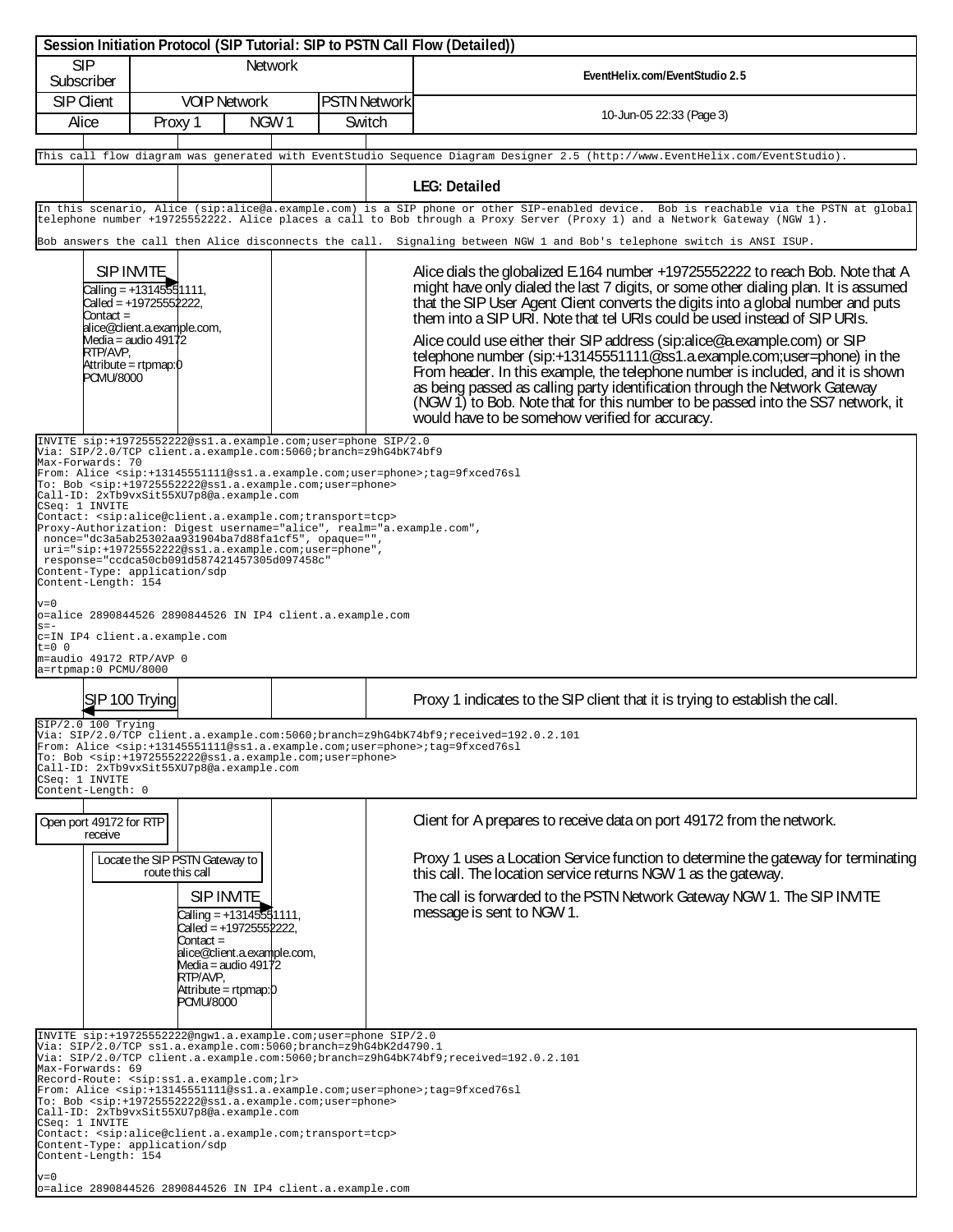**Session Initiation Protocol (SIP Tutorial: SIP to PSTN Call Flow (Detailed))**

| SIP Subscriber | Network | | | EventHelix.com/EventStudio 2.5 |
|---|---|---|---|---|
| SIP Client | VOIP Network | | PSTN Network | 10-Jun-05 22:33 (Page 3) |
| Alice | Proxy 1 | NGW 1 | Switch | |

This call flow diagram was generated with EventStudio Sequence Diagram Designer 2.5 (http://www.EventHelix.com/EventStudio).

**LEG: Detailed**

In this scenario, Alice (sip:alice@a.example.com) is a SIP phone or other SIP-enabled device. Bob is reachable via the PSTN at global telephone number +19725552222. Alice places a call to Bob through a Proxy Server (Proxy 1) and a Network Gateway (NGW 1).

Bob answers the call then Alice disconnects the call. Signaling between NGW 1 and Bob's telephone switch is ANSI ISUP.

**SIP INVITE** (Alice → Proxy 1)
Calling = +13145551111, Called = +19725552222, Contact = alice@client.a.example.com, Media = audio 49172 RTP/AVP, Attribute = rtpmap:0 PCMU/8000

Alice dials the globalized E.164 number +19725552222 to reach Bob. Note that A might have only dialed the last 7 digits, or some other dialing plan. It is assumed that the SIP User Agent Client converts the digits into a global number and puts them into a SIP URI. Note that tel URIs could be used instead of SIP URIs.

Alice could use either their SIP address (sip:alice@a.example.com) or SIP telephone number (sip:+13145551111@ss1.a.example.com;user=phone) in the From header. In this example, the telephone number is included, and it is shown as being passed as calling party identification through the Network Gateway (NGW 1) to Bob. Note that for this number to be passed into the SS7 network, it would have to be somehow verified for accuracy.

```
INVITE sip:+19725552222@ss1.a.example.com;user=phone SIP/2.0
Via: SIP/2.0/TCP client.a.example.com:5060;branch=z9hG4bK74bf9
Max-Forwards: 70
From: Alice <sip:+13145551111@ss1.a.example.com;user=phone>;tag=9fxced76sl
To: Bob <sip:+19725552222@ss1.a.example.com;user=phone>
Call-ID: 2xTb9vxSit55XU7p8@a.example.com
CSeq: 1 INVITE
Contact: <sip:alice@client.a.example.com;transport=tcp>
Proxy-Authorization: Digest username="alice", realm="a.example.com",
 nonce="dc3a5ab25302aa931904ba7d88fa1cf5", opaque="",
 uri="sip:+19725552222@ss1.a.example.com;user=phone",
 response="ccdca50cb091d587421457305d097458c"
Content-Type: application/sdp
Content-Length: 154

v=0
o=alice 2890844526 2890844526 IN IP4 client.a.example.com
s=-
c=IN IP4 client.a.example.com
t=0 0
m=audio 49172 RTP/AVP 0
a=rtpmap:0 PCMU/8000
```

**SIP 100 Trying** (Proxy 1 → Alice)

Proxy 1 indicates to the SIP client that it is trying to establish the call.

```
SIP/2.0 100 Trying
Via: SIP/2.0/TCP client.a.example.com:5060;branch=z9hG4bK74bf9;received=192.0.2.101
From: Alice <sip:+13145551111@ss1.a.example.com;user=phone>;tag=9fxced76sl
To: Bob <sip:+19725552222@ss1.a.example.com;user=phone>
Call-ID: 2xTb9vxSit55XU7p8@a.example.com
CSeq: 1 INVITE
Content-Length: 0
```

**Open port 49172 for RTP receive** (Alice)

Client for A prepares to receive data on port 49172 from the network.

**Locate the SIP PSTN Gateway to route this call** (Proxy 1)

Proxy 1 uses a Location Service function to determine the gateway for terminating this call. The location service returns NGW 1 as the gateway.

**SIP INVITE** (Proxy 1 → NGW 1)
Calling = +13145551111, Called = +19725552222, Contact = alice@client.a.example.com, Media = audio 49172 RTP/AVP, Attribute = rtpmap:0 PCMU/8000

The call is forwarded to the PSTN Network Gateway NGW 1. The SIP INVITE message is sent to NGW 1.

```
INVITE sip:+19725552222@ngw1.a.example.com;user=phone SIP/2.0
Via: SIP/2.0/TCP ss1.a.example.com:5060;branch=z9hG4bK2d4790.1
Via: SIP/2.0/TCP client.a.example.com:5060;branch=z9hG4bK74bf9;received=192.0.2.101
Max-Forwards: 69
Record-Route: <sip:ss1.a.example.com;lr>
From: Alice <sip:+13145551111@ss1.a.example.com;user=phone>;tag=9fxced76sl
To: Bob <sip:+19725552222@ss1.a.example.com;user=phone>
Call-ID: 2xTb9vxSit55XU7p8@a.example.com
CSeq: 1 INVITE
Contact: <sip:alice@client.a.example.com;transport=tcp>
Content-Type: application/sdp
Content-Length: 154

v=0
o=alice 2890844526 2890844526 IN IP4 client.a.example.com
```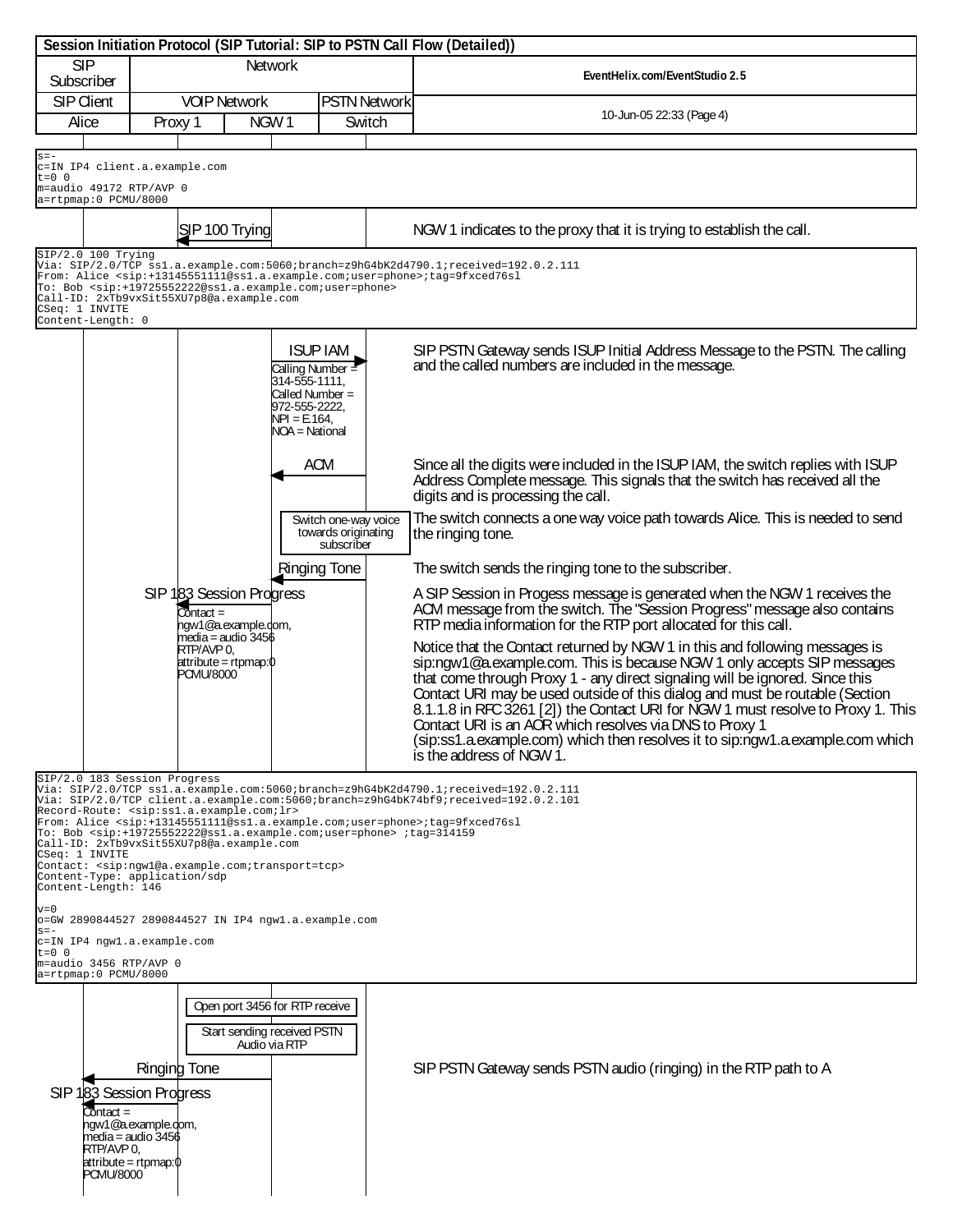s=-
c=IN IP4 client.a.example.com
t=0 0
m=audio 49172 RTP/AVP 0
a=rtpmap:0 PCMU/8000
```

**SIP 100 Trying** (NGW 1 → Proxy 1)

NGW 1 indicates to the proxy that it is trying to establish the call.

```
SIP/2.0 100 Trying
Via: SIP/2.0/TCP ss1.a.example.com:5060;branch=z9hG4bK2d4790.1;received=192.0.2.111
From: Alice <sip:+13145551111@ss1.a.example.com;user=phone>;tag=9fxced76sl
To: Bob <sip:+19725552222@ss1.a.example.com;user=phone>
Call-ID: 2xTb9vxSit55XU7p8@a.example.com
CSeq: 1 INVITE
Content-Length: 0
```

**ISUP IAM** (NGW 1 → Switch)
Calling Number = 314-555-1111, Called Number = 972-555-2222, NPI = E.164, NOA = National

SIP PSTN Gateway sends ISUP Initial Address Message to the PSTN. The calling and the called numbers are included in the message.

**ACM** (Switch → NGW 1)

Since all the digits were included in the ISUP IAM, the switch replies with ISUP Address Complete message. This signals that the switch has received all the digits and is processing the call.

[Switch one-way voice towards originating subscriber]

The switch connects a one way voice path towards Alice. This is needed to send the ringing tone.

**Ringing Tone** (Switch → NGW 1)

The switch sends the ringing tone to the subscriber.

**SIP 183 Session Progress** (NGW 1 → Proxy 1)
Contact = ngw1@a.example.com, media = audio 3456 RTP/AVP 0, attribute = rtpmap:0 PCMU/8000

A SIP Session in Progess message is generated when the NGW 1 receives the ACM message from the switch. The "Session Progress" message also contains RTP media information for the RTP port allocated for this call.

Notice that the Contact returned by NGW 1 in this and following messages is sip:ngw1@a.example.com. This is because NGW 1 only accepts SIP messages that come through Proxy 1 - any direct signaling will be ignored. Since this Contact URI may be used outside of this dialog and must be routable (Section 8.1.1.8 in RFC 3261 [2]) the Contact URI for NGW 1 must resolve to Proxy 1. This Contact URI is an AOR which resolves via DNS to Proxy 1 (sip:ss1.a.example.com) which then resolves it to sip:ngw1.a.example.com which is the address of NGW 1.

```
SIP/2.0 183 Session Progress
Via: SIP/2.0/TCP ss1.a.example.com:5060;branch=z9hG4bK2d4790.1;received=192.0.2.111
Via: SIP/2.0/TCP client.a.example.com:5060;branch=z9hG4bK74bf9;received=192.0.2.101
Record-Route: <sip:ss1.a.example.com;lr>
From: Alice <sip:+13145551111@ss1.a.example.com;user=phone>;tag=9fxced76sl
To: Bob <sip:+19725552222@ss1.a.example.com;user=phone> ;tag=314159
Call-ID: 2xTb9vxSit55XU7p8@a.example.com
CSeq: 1 INVITE
Contact: <sip:ngw1@a.example.com;transport=tcp>
Content-Type: application/sdp
Content-Length: 146

v=0
o=GW 2890844527 2890844527 IN IP4 ngw1.a.example.com
s=-
c=IN IP4 ngw1.a.example.com
t=0 0
m=audio 3456 RTP/AVP 0
a=rtpmap:0 PCMU/8000
```

[Open port 3456 for RTP receive]

[Start sending received PSTN Audio via RTP]

**Ringing Tone** (NGW 1 → Alice)

SIP PSTN Gateway sends PSTN audio (ringing) in the RTP path to A

**SIP 183 Session Progress** (Proxy 1 → Alice)
Contact = ngw1@a.example.com, media = audio 3456 RTP/AVP 0, attribute = rtpmap:0 PCMU/8000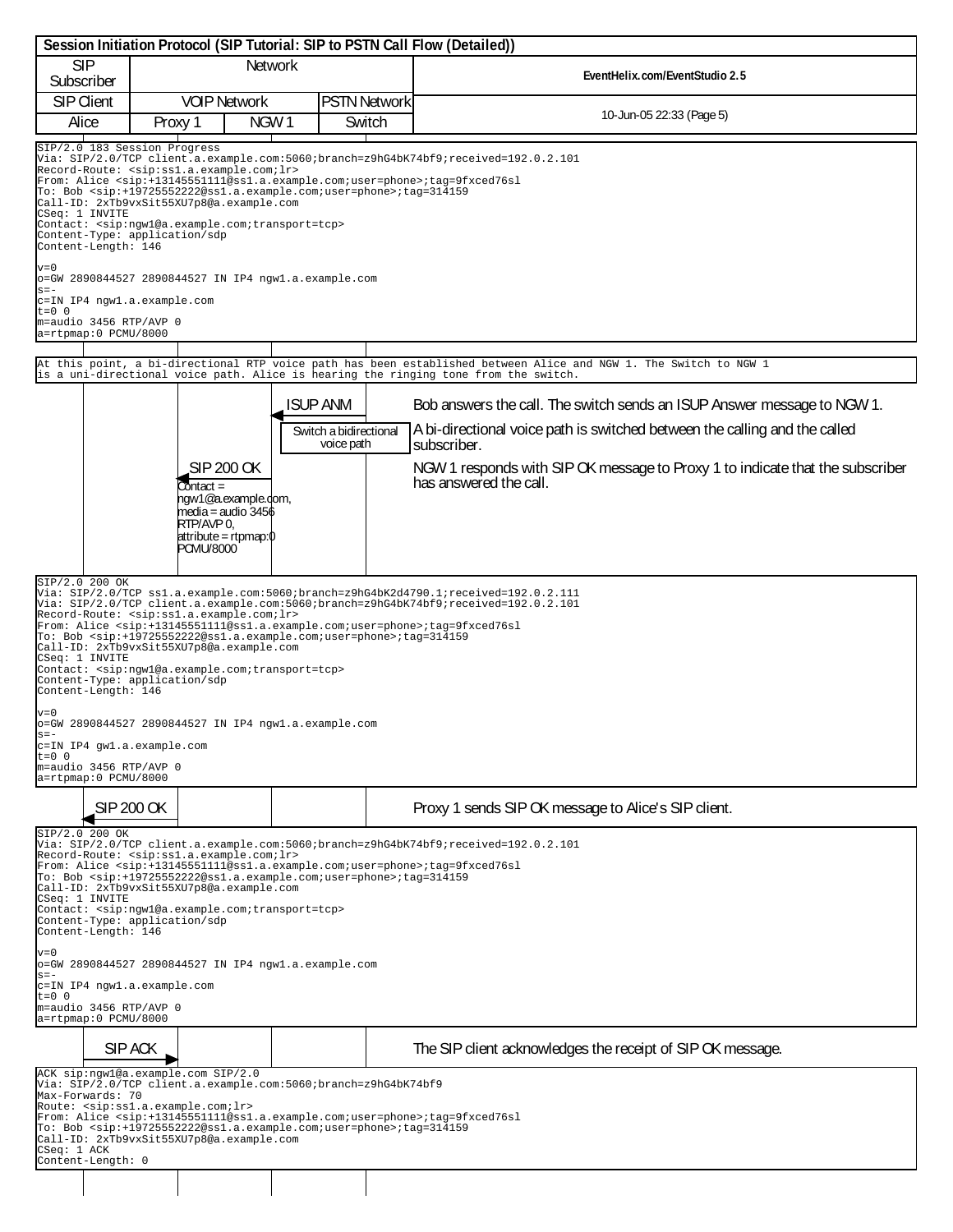```
SIP/2.0 183 Session Progress
Via: SIP/2.0/TCP client.a.example.com:5060;branch=z9hG4bK74bf9;received=192.0.2.101
Record-Route: <sip:ss1.a.example.com;lr>
From: Alice <sip:+13145551111@ss1.a.example.com;user=phone>;tag=9fxced76sl
To: Bob <sip:+19725552222@ss1.a.example.com;user=phone>;tag=314159
Call-ID: 2xTb9vxSit55XU7p8@a.example.com
CSeq: 1 INVITE
Contact: <sip:ngw1@a.example.com;transport=tcp>
Content-Type: application/sdp
Content-Length: 146

v=0
o=GW 2890844527 2890844527 IN IP4 ngw1.a.example.com
s=-
c=IN IP4 ngw1.a.example.com
t=0 0
m=audio 3456 RTP/AVP 0
a=rtpmap:0 PCMU/8000
```

At this point, a bi-directional RTP voice path has been established between Alice and NGW 1. The Switch to NGW 1 is a uni-directional voice path. Alice is hearing the ringing tone from the switch.

**ISUP ANM** (Switch → NGW 1): Bob answers the call. The switch sends an ISUP Answer message to NGW 1.

**Switch a bidirectional voice path**: A bi-directional voice path is switched between the calling and the called subscriber.

**SIP 200 OK** (NGW 1 → Proxy 1): NGW 1 responds with SIP OK message to Proxy 1 to indicate that the subscriber has answered the call.

Contact = ngw1@a.example.com, media = audio 3456 RTP/AVP 0, attribute = rtpmap:0 PCMU/8000

```
SIP/2.0 200 OK
Via: SIP/2.0/TCP ss1.a.example.com:5060;branch=z9hG4bK2d4790.1;received=192.0.2.111
Via: SIP/2.0/TCP client.a.example.com:5060;branch=z9hG4bK74bf9;received=192.0.2.101
Record-Route: <sip:ss1.a.example.com;lr>
From: Alice <sip:+13145551111@ss1.a.example.com;user=phone>;tag=9fxced76sl
To: Bob <sip:+19725552222@ss1.a.example.com;user=phone>;tag=314159
Call-ID: 2xTb9vxSit55XU7p8@a.example.com
CSeq: 1 INVITE
Contact: <sip:ngw1@a.example.com;transport=tcp>
Content-Type: application/sdp
Content-Length: 146

v=0
o=GW 2890844527 2890844527 IN IP4 ngw1.a.example.com
s=-
c=IN IP4 gw1.a.example.com
t=0 0
m=audio 3456 RTP/AVP 0
a=rtpmap:0 PCMU/8000
```

**SIP 200 OK** (Proxy 1 → Alice): Proxy 1 sends SIP OK message to Alice's SIP client.

```
SIP/2.0 200 OK
Via: SIP/2.0/TCP client.a.example.com:5060;branch=z9hG4bK74bf9;received=192.0.2.101
Record-Route: <sip:ss1.a.example.com;lr>
From: Alice <sip:+13145551111@ss1.a.example.com;user=phone>;tag=9fxced76sl
To: Bob <sip:+19725552222@ss1.a.example.com;user=phone>;tag=314159
Call-ID: 2xTb9vxSit55XU7p8@a.example.com
CSeq: 1 INVITE
Contact: <sip:ngw1@a.example.com;transport=tcp>
Content-Type: application/sdp
Content-Length: 146

v=0
o=GW 2890844527 2890844527 IN IP4 ngw1.a.example.com
s=-
c=IN IP4 ngw1.a.example.com
t=0 0
m=audio 3456 RTP/AVP 0
a=rtpmap:0 PCMU/8000
```

**SIP ACK** (Alice → Proxy 1): The SIP client acknowledges the receipt of SIP OK message.

```
ACK sip:ngw1@a.example.com SIP/2.0
Via: SIP/2.0/TCP client.a.example.com:5060;branch=z9hG4bK74bf9
Max-Forwards: 70
Route: <sip:ss1.a.example.com;lr>
From: Alice <sip:+13145551111@ss1.a.example.com;user=phone>;tag=9fxced76sl
To: Bob <sip:+19725552222@ss1.a.example.com;user=phone>;tag=314159
Call-ID: 2xTb9vxSit55XU7p8@a.example.com
CSeq: 1 ACK
Content-Length: 0
```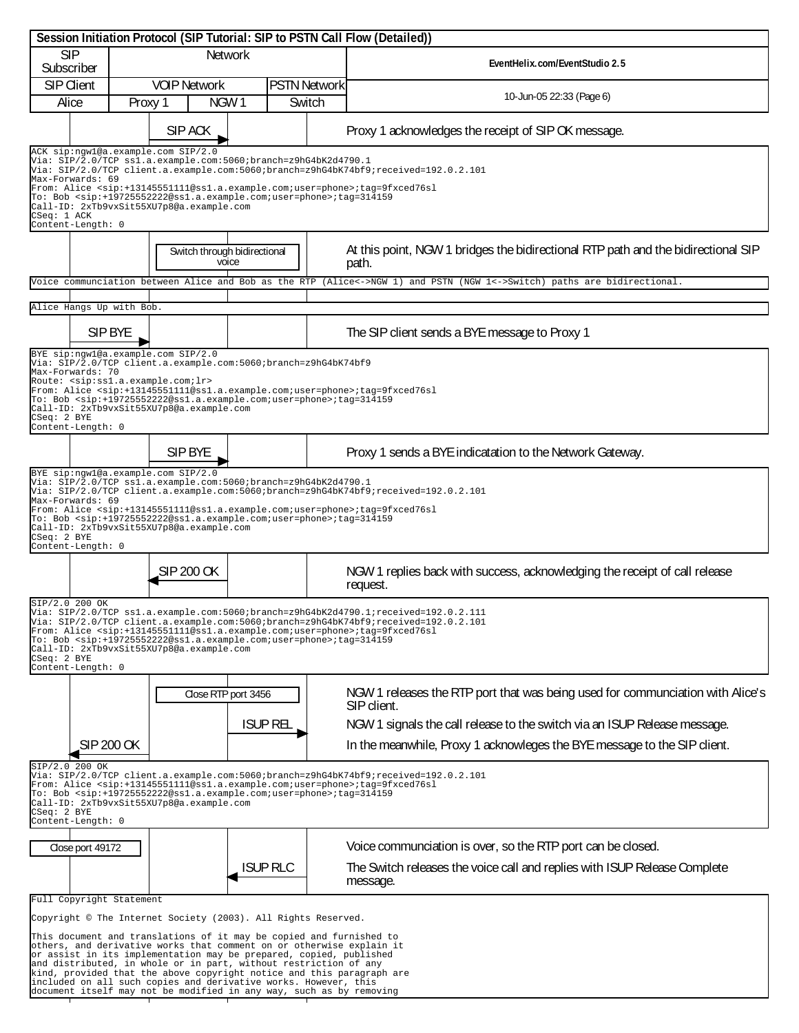# Session Initiation Protocol (SIP Tutorial: SIP to PSTN Call Flow (Detailed))

| SIP Subscriber | Network | | |
|---|---|---|---|
| SIP Client | VOIP Network | | PSTN Network |
| Alice | Proxy 1 | NGW 1 | Switch |

**SIP ACK** (Proxy 1 → NGW 1): Proxy 1 acknowledges the receipt of SIP OK message.

```
ACK sip:ngw1@a.example.com SIP/2.0
Via: SIP/2.0/TCP ss1.a.example.com:5060;branch=z9hG4bK2d4790.1
Via: SIP/2.0/TCP client.a.example.com:5060;branch=z9hG4bK74bf9;received=192.0.2.101
Max-Forwards: 69
From: Alice <sip:+13145551111@ss1.a.example.com;user=phone>;tag=9fxced76sl
To: Bob <sip:+19725552222@ss1.a.example.com;user=phone>;tag=314159
Call-ID: 2xTb9vxSit55XU7p8@a.example.com
CSeq: 1 ACK
Content-Length: 0
```

**Switch through bidirectional voice** (NGW 1): At this point, NGW 1 bridges the bidirectional RTP path and the bidirectional SIP path.

Voice communciation between Alice and Bob as the RTP (Alice<->NGW 1) and PSTN (NGW 1<->Switch) paths are bidirectional.

Alice Hangs Up with Bob.

**SIP BYE** (Alice → Proxy 1): The SIP client sends a BYE message to Proxy 1

```
BYE sip:ngw1@a.example.com SIP/2.0
Via: SIP/2.0/TCP client.a.example.com:5060;branch=z9hG4bK74bf9
Max-Forwards: 70
Route: <sip:ss1.a.example.com;lr>
From: Alice <sip:+13145551111@ss1.a.example.com;user=phone>;tag=9fxced76sl
To: Bob <sip:+19725552222@ss1.a.example.com;user=phone>;tag=314159
Call-ID: 2xTb9vxSit55XU7p8@a.example.com
CSeq: 2 BYE
Content-Length: 0
```

**SIP BYE** (Proxy 1 → NGW 1): Proxy 1 sends a BYE indicatation to the Network Gateway.

```
BYE sip:ngw1@a.example.com SIP/2.0
Via: SIP/2.0/TCP ss1.a.example.com:5060;branch=z9hG4bK2d4790.1
Via: SIP/2.0/TCP client.a.example.com:5060;branch=z9hG4bK74bf9;received=192.0.2.101
Max-Forwards: 69
From: Alice <sip:+13145551111@ss1.a.example.com;user=phone>;tag=9fxced76sl
To: Bob <sip:+19725552222@ss1.a.example.com;user=phone>;tag=314159
Call-ID: 2xTb9vxSit55XU7p8@a.example.com
CSeq: 2 BYE
Content-Length: 0
```

**SIP 200 OK** (NGW 1 → Proxy 1): NGW 1 replies back with success, acknowledging the receipt of call release request.

```
SIP/2.0 200 OK
Via: SIP/2.0/TCP ss1.a.example.com:5060;branch=z9hG4bK2d4790.1;received=192.0.2.111
Via: SIP/2.0/TCP client.a.example.com:5060;branch=z9hG4bK74bf9;received=192.0.2.101
From: Alice <sip:+13145551111@ss1.a.example.com;user=phone>;tag=9fxced76sl
To: Bob <sip:+19725552222@ss1.a.example.com;user=phone>;tag=314159
Call-ID: 2xTb9vxSit55XU7p8@a.example.com
CSeq: 2 BYE
Content-Length: 0
```

**Close RTP port 3456** (NGW 1): NGW 1 releases the RTP port that was being used for communciation with Alice's SIP client.

**ISUP REL** (NGW 1 → Switch): NGW 1 signals the call release to the switch via an ISUP Release message.

**SIP 200 OK** (Proxy 1 → Alice): In the meanwhile, Proxy 1 acknowleges the BYE message to the SIP client.

```
SIP/2.0 200 OK
Via: SIP/2.0/TCP client.a.example.com:5060;branch=z9hG4bK74bf9;received=192.0.2.101
From: Alice <sip:+13145551111@ss1.a.example.com;user=phone>;tag=9fxced76sl
To: Bob <sip:+19725552222@ss1.a.example.com;user=phone>;tag=314159
Call-ID: 2xTb9vxSit55XU7p8@a.example.com
CSeq: 2 BYE
Content-Length: 0
```

**Close port 49172** (Alice): Voice communciation is over, so the RTP port can be closed.

**ISUP RLC** (Switch → NGW 1): The Switch releases the voice call and replies with ISUP Release Complete message.

Full Copyright Statement

Copyright © The Internet Society (2003). All Rights Reserved.

This document and translations of it may be copied and furnished to others, and derivative works that comment on or otherwise explain it or assist in its implementation may be prepared, copied, published and distributed, in whole or in part, without restriction of any kind, provided that the above copyright notice and this paragraph are included on all such copies and derivative works. However, this document itself may not be modified in any way, such as by removing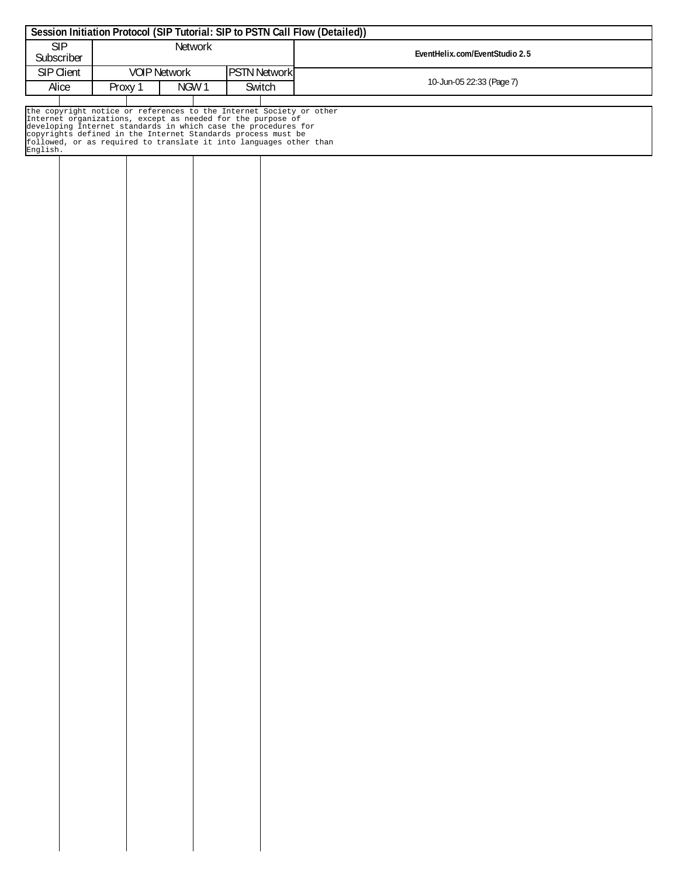```
the copyright notice or references to the Internet Society or other
Internet organizations, except as needed for the purpose of
developing Internet standards in which case the procedures for
copyrights defined in the Internet Standards process must be
followed, or as required to translate it into languages other than
English.
```